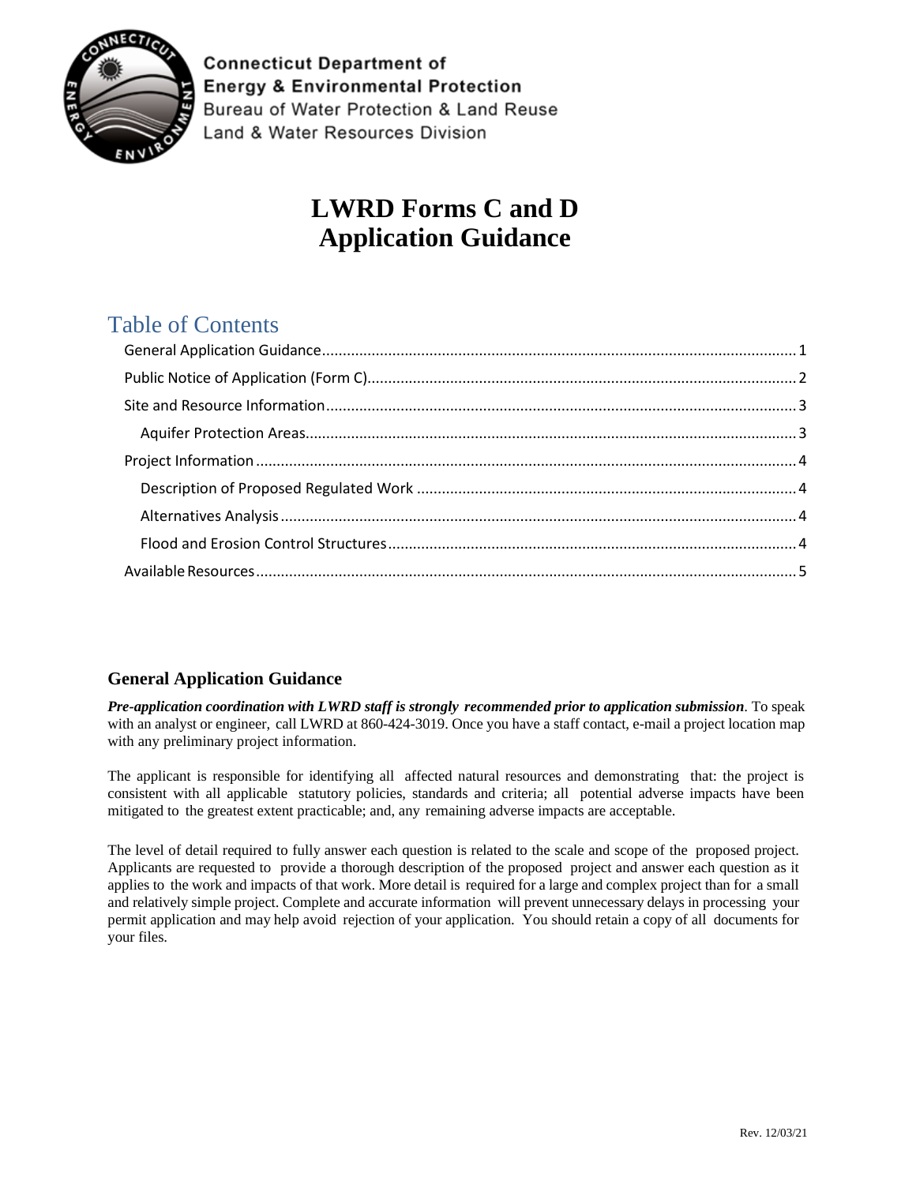Connecticut Department of
Energy & Environmental Protection
Bureau of Water Protection & Land Reuse
Land & Water Resources Division

# LWRD Forms C and D Application Guidance

## Table of Contents

- General Application Guidance ... 1
- Public Notice of Application (Form C) ... 2
- Site and Resource Information ... 3
  - Aquifer Protection Areas ... 3
- Project Information ... 4
  - Description of Proposed Regulated Work ... 4
  - Alternatives Analysis ... 4
  - Flood and Erosion Control Structures ... 4
- Available Resources ... 5

## General Application Guidance

***Pre-application coordination with LWRD staff is strongly recommended prior to application submission***. To speak with an analyst or engineer, call LWRD at 860-424-3019. Once you have a staff contact, e-mail a project location map with any preliminary project information.

The applicant is responsible for identifying all affected natural resources and demonstrating that: the project is consistent with all applicable statutory policies, standards and criteria; all potential adverse impacts have been mitigated to the greatest extent practicable; and, any remaining adverse impacts are acceptable.

The level of detail required to fully answer each question is related to the scale and scope of the proposed project. Applicants are requested to provide a thorough description of the proposed project and answer each question as it applies to the work and impacts of that work. More detail is required for a large and complex project than for a small and relatively simple project. Complete and accurate information will prevent unnecessary delays in processing your permit application and may help avoid rejection of your application. You should retain a copy of all documents for your files.

Rev. 12/03/21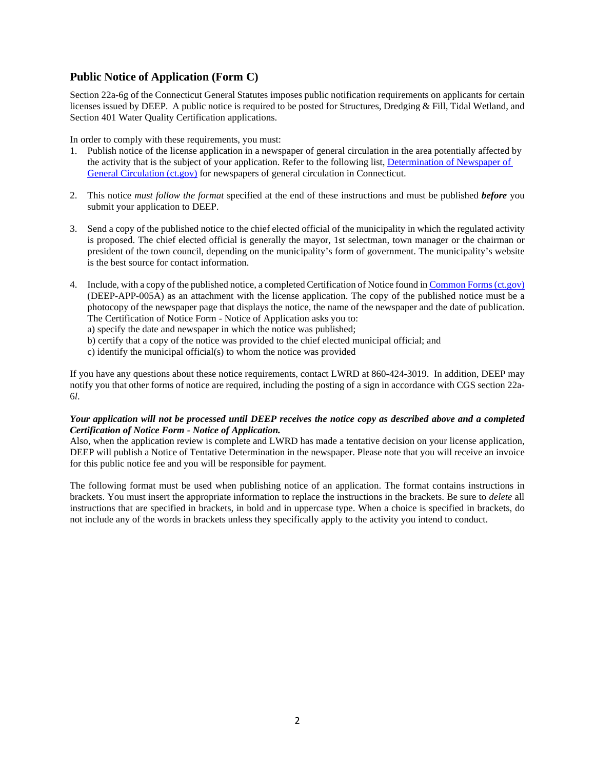## Public Notice of Application (Form C)

Section 22a-6g of the Connecticut General Statutes imposes public notification requirements on applicants for certain licenses issued by DEEP. A public notice is required to be posted for Structures, Dredging & Fill, Tidal Wetland, and Section 401 Water Quality Certification applications.

In order to comply with these requirements, you must:

1. Publish notice of the license application in a newspaper of general circulation in the area potentially affected by the activity that is the subject of your application. Refer to the following list, Determination of Newspaper of General Circulation (ct.gov) for newspapers of general circulation in Connecticut.

2. This notice *must follow the format* specified at the end of these instructions and must be published ***before*** you submit your application to DEEP.

3. Send a copy of the published notice to the chief elected official of the municipality in which the regulated activity is proposed. The chief elected official is generally the mayor, 1st selectman, town manager or the chairman or president of the town council, depending on the municipality's form of government. The municipality's website is the best source for contact information.

4. Include, with a copy of the published notice, a completed Certification of Notice found in Common Forms (ct.gov) (DEEP-APP-005A) as an attachment with the license application. The copy of the published notice must be a photocopy of the newspaper page that displays the notice, the name of the newspaper and the date of publication. The Certification of Notice Form - Notice of Application asks you to:
   a) specify the date and newspaper in which the notice was published;
   b) certify that a copy of the notice was provided to the chief elected municipal official; and
   c) identify the municipal official(s) to whom the notice was provided

If you have any questions about these notice requirements, contact LWRD at 860-424-3019. In addition, DEEP may notify you that other forms of notice are required, including the posting of a sign in accordance with CGS section 22a-6*l*.

***Your application will not be processed until DEEP receives the notice copy as described above and a completed Certification of Notice Form - Notice of Application.***
Also, when the application review is complete and LWRD has made a tentative decision on your license application, DEEP will publish a Notice of Tentative Determination in the newspaper. Please note that you will receive an invoice for this public notice fee and you will be responsible for payment.

The following format must be used when publishing notice of an application. The format contains instructions in brackets. You must insert the appropriate information to replace the instructions in the brackets. Be sure to *delete* all instructions that are specified in brackets, in bold and in uppercase type. When a choice is specified in brackets, do not include any of the words in brackets unless they specifically apply to the activity you intend to conduct.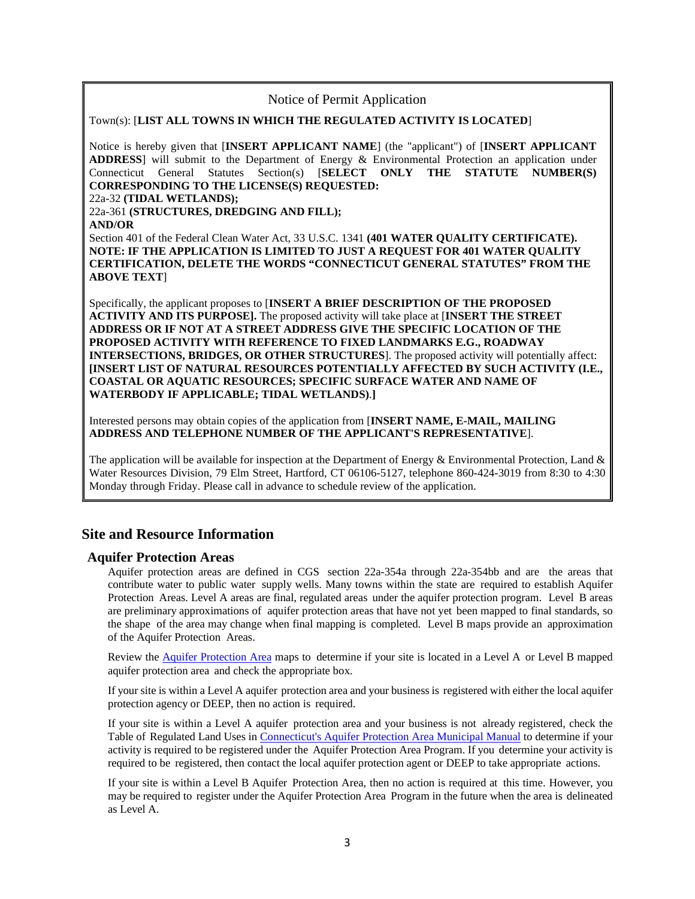Notice of Permit Application

Town(s): [**LIST ALL TOWNS IN WHICH THE REGULATED ACTIVITY IS LOCATED**]

Notice is hereby given that [**INSERT APPLICANT NAME**] (the "applicant") of [**INSERT APPLICANT ADDRESS**] will submit to the Department of Energy & Environmental Protection an application under Connecticut General Statutes Section(s) [**SELECT ONLY THE STATUTE NUMBER(S) CORRESPONDING TO THE LICENSE(S) REQUESTED:**
22a-32 **(TIDAL WETLANDS);**
22a-361 **(STRUCTURES, DREDGING AND FILL);**
**AND/OR**
Section 401 of the Federal Clean Water Act, 33 U.S.C. 1341 **(401 WATER QUALITY CERTIFICATE). NOTE: IF THE APPLICATION IS LIMITED TO JUST A REQUEST FOR 401 WATER QUALITY CERTIFICATION, DELETE THE WORDS "CONNECTICUT GENERAL STATUTES" FROM THE ABOVE TEXT**]

Specifically, the applicant proposes to [**INSERT A BRIEF DESCRIPTION OF THE PROPOSED ACTIVITY AND ITS PURPOSE].** The proposed activity will take place at [**INSERT THE STREET ADDRESS OR IF NOT AT A STREET ADDRESS GIVE THE SPECIFIC LOCATION OF THE PROPOSED ACTIVITY WITH REFERENCE TO FIXED LANDMARKS E.G., ROADWAY INTERSECTIONS, BRIDGES, OR OTHER STRUCTURES**]. The proposed activity will potentially affect: **[INSERT LIST OF NATURAL RESOURCES POTENTIALLY AFFECTED BY SUCH ACTIVITY (I.E., COASTAL OR AQUATIC RESOURCES; SPECIFIC SURFACE WATER AND NAME OF WATERBODY IF APPLICABLE; TIDAL WETLANDS)**.**]**

Interested persons may obtain copies of the application from [**INSERT NAME, E-MAIL, MAILING ADDRESS AND TELEPHONE NUMBER OF THE APPLICANT'S REPRESENTATIVE**].

The application will be available for inspection at the Department of Energy & Environmental Protection, Land & Water Resources Division, 79 Elm Street, Hartford, CT 06106-5127, telephone 860-424-3019 from 8:30 to 4:30 Monday through Friday. Please call in advance to schedule review of the application.

## Site and Resource Information

### Aquifer Protection Areas

Aquifer protection areas are defined in CGS section 22a-354a through 22a-354bb and are the areas that contribute water to public water supply wells. Many towns within the state are required to establish Aquifer Protection Areas. Level A areas are final, regulated areas under the aquifer protection program. Level B areas are preliminary approximations of aquifer protection areas that have not yet been mapped to final standards, so the shape of the area may change when final mapping is completed. Level B maps provide an approximation of the Aquifer Protection Areas.

Review the Aquifer Protection Area maps to determine if your site is located in a Level A or Level B mapped aquifer protection area and check the appropriate box.

If your site is within a Level A aquifer protection area and your business is registered with either the local aquifer protection agency or DEEP, then no action is required.

If your site is within a Level A aquifer protection area and your business is not already registered, check the Table of Regulated Land Uses in Connecticut's Aquifer Protection Area Municipal Manual to determine if your activity is required to be registered under the Aquifer Protection Area Program. If you determine your activity is required to be registered, then contact the local aquifer protection agent or DEEP to take appropriate actions.

If your site is within a Level B Aquifer Protection Area, then no action is required at this time. However, you may be required to register under the Aquifer Protection Area Program in the future when the area is delineated as Level A.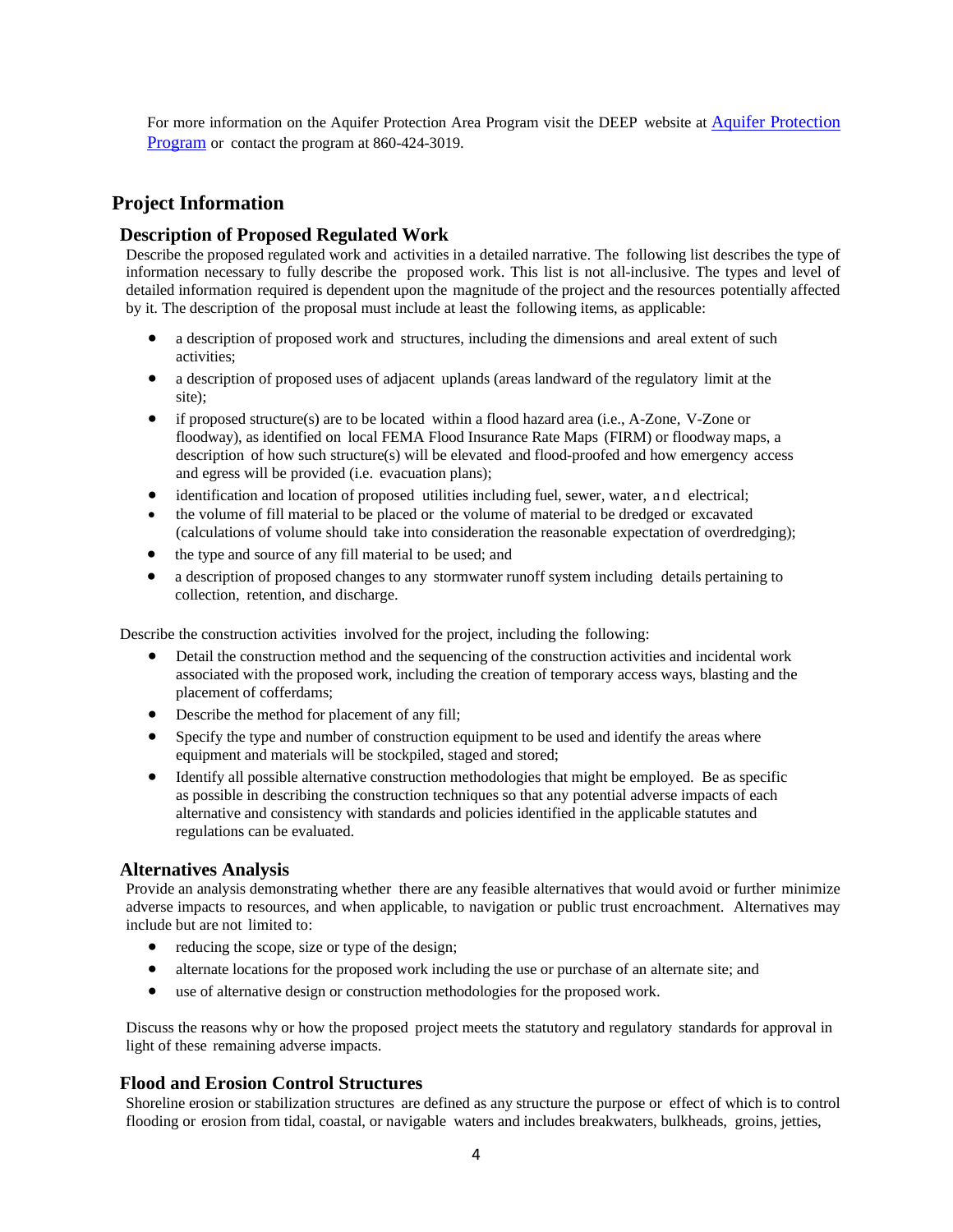For more information on the Aquifer Protection Area Program visit the DEEP website at [Aquifer Protection Program](Aquifer Protection Program) or contact the program at 860-424-3019.

## Project Information

### Description of Proposed Regulated Work

Describe the proposed regulated work and activities in a detailed narrative. The following list describes the type of information necessary to fully describe the proposed work. This list is not all-inclusive. The types and level of detailed information required is dependent upon the magnitude of the project and the resources potentially affected by it. The description of the proposal must include at least the following items, as applicable:

- a description of proposed work and structures, including the dimensions and areal extent of such activities;
- a description of proposed uses of adjacent uplands (areas landward of the regulatory limit at the site);
- if proposed structure(s) are to be located within a flood hazard area (i.e., A-Zone, V-Zone or floodway), as identified on local FEMA Flood Insurance Rate Maps (FIRM) or floodway maps, a description of how such structure(s) will be elevated and flood-proofed and how emergency access and egress will be provided (i.e. evacuation plans);
- identification and location of proposed utilities including fuel, sewer, water, and electrical;
- the volume of fill material to be placed or the volume of material to be dredged or excavated (calculations of volume should take into consideration the reasonable expectation of overdredging);
- the type and source of any fill material to be used; and
- a description of proposed changes to any stormwater runoff system including details pertaining to collection, retention, and discharge.

Describe the construction activities involved for the project, including the following:

- Detail the construction method and the sequencing of the construction activities and incidental work associated with the proposed work, including the creation of temporary access ways, blasting and the placement of cofferdams;
- Describe the method for placement of any fill;
- Specify the type and number of construction equipment to be used and identify the areas where equipment and materials will be stockpiled, staged and stored;
- Identify all possible alternative construction methodologies that might be employed. Be as specific as possible in describing the construction techniques so that any potential adverse impacts of each alternative and consistency with standards and policies identified in the applicable statutes and regulations can be evaluated.

### Alternatives Analysis

Provide an analysis demonstrating whether there are any feasible alternatives that would avoid or further minimize adverse impacts to resources, and when applicable, to navigation or public trust encroachment. Alternatives may include but are not limited to:

- reducing the scope, size or type of the design;
- alternate locations for the proposed work including the use or purchase of an alternate site; and
- use of alternative design or construction methodologies for the proposed work.

Discuss the reasons why or how the proposed project meets the statutory and regulatory standards for approval in light of these remaining adverse impacts.

### Flood and Erosion Control Structures

Shoreline erosion or stabilization structures are defined as any structure the purpose or effect of which is to control flooding or erosion from tidal, coastal, or navigable waters and includes breakwaters, bulkheads, groins, jetties,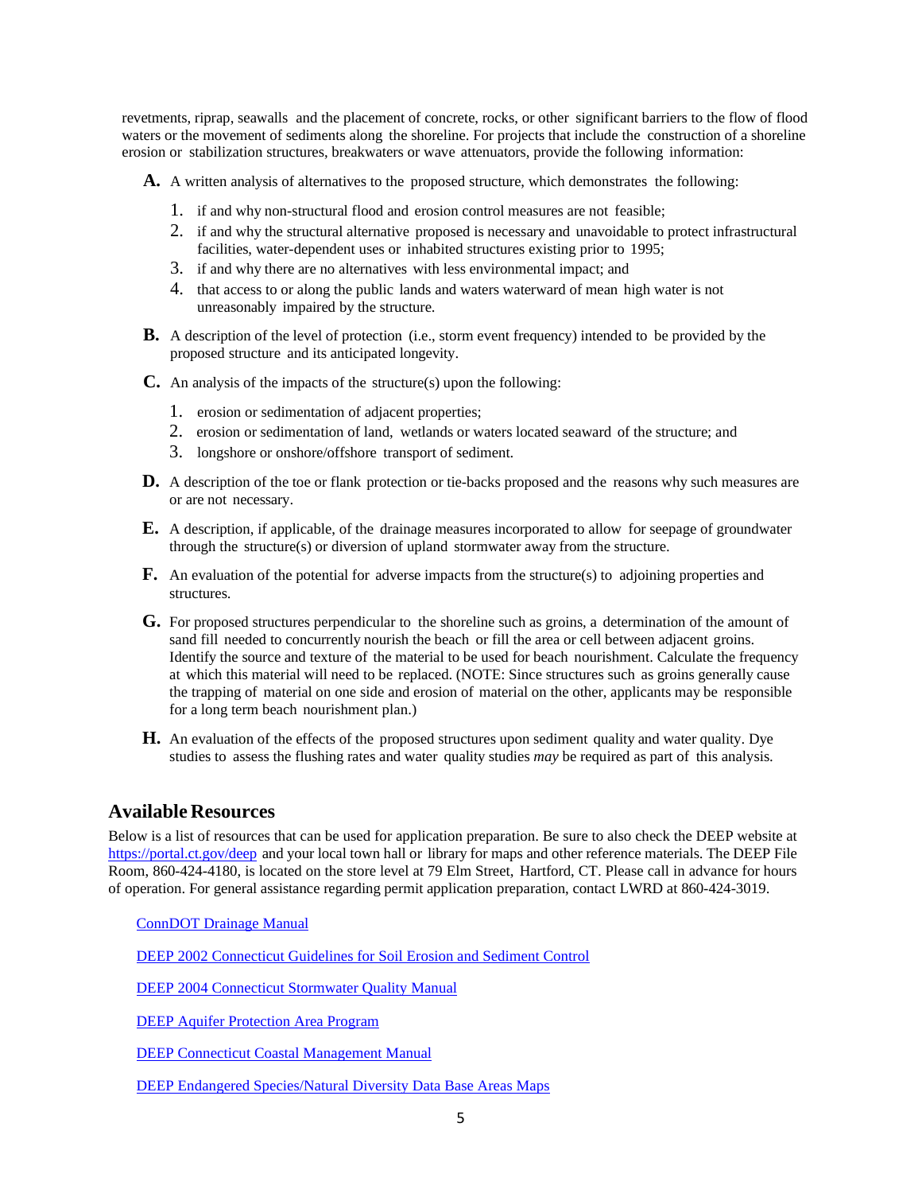revetments, riprap, seawalls and the placement of concrete, rocks, or other significant barriers to the flow of flood waters or the movement of sediments along the shoreline. For projects that include the construction of a shoreline erosion or stabilization structures, breakwaters or wave attenuators, provide the following information:

**A.** A written analysis of alternatives to the proposed structure, which demonstrates the following:

1. if and why non-structural flood and erosion control measures are not feasible;
2. if and why the structural alternative proposed is necessary and unavoidable to protect infrastructural facilities, water-dependent uses or inhabited structures existing prior to 1995;
3. if and why there are no alternatives with less environmental impact; and
4. that access to or along the public lands and waters waterward of mean high water is not unreasonably impaired by the structure.

**B.** A description of the level of protection (i.e., storm event frequency) intended to be provided by the proposed structure and its anticipated longevity.

**C.** An analysis of the impacts of the structure(s) upon the following:

1. erosion or sedimentation of adjacent properties;
2. erosion or sedimentation of land, wetlands or waters located seaward of the structure; and
3. longshore or onshore/offshore transport of sediment.

**D.** A description of the toe or flank protection or tie-backs proposed and the reasons why such measures are or are not necessary.

**E.** A description, if applicable, of the drainage measures incorporated to allow for seepage of groundwater through the structure(s) or diversion of upland stormwater away from the structure.

**F.** An evaluation of the potential for adverse impacts from the structure(s) to adjoining properties and structures.

**G.** For proposed structures perpendicular to the shoreline such as groins, a determination of the amount of sand fill needed to concurrently nourish the beach or fill the area or cell between adjacent groins. Identify the source and texture of the material to be used for beach nourishment. Calculate the frequency at which this material will need to be replaced. (NOTE: Since structures such as groins generally cause the trapping of material on one side and erosion of material on the other, applicants may be responsible for a long term beach nourishment plan.)

**H.** An evaluation of the effects of the proposed structures upon sediment quality and water quality. Dye studies to assess the flushing rates and water quality studies *may* be required as part of this analysis.

## Available Resources

Below is a list of resources that can be used for application preparation. Be sure to also check the DEEP website at https://portal.ct.gov/deep and your local town hall or library for maps and other reference materials. The DEEP File Room, 860-424-4180, is located on the store level at 79 Elm Street, Hartford, CT. Please call in advance for hours of operation. For general assistance regarding permit application preparation, contact LWRD at 860-424-3019.

ConnDOT Drainage Manual

DEEP 2002 Connecticut Guidelines for Soil Erosion and Sediment Control

DEEP 2004 Connecticut Stormwater Quality Manual

DEEP Aquifer Protection Area Program

DEEP Connecticut Coastal Management Manual

DEEP Endangered Species/Natural Diversity Data Base Areas Maps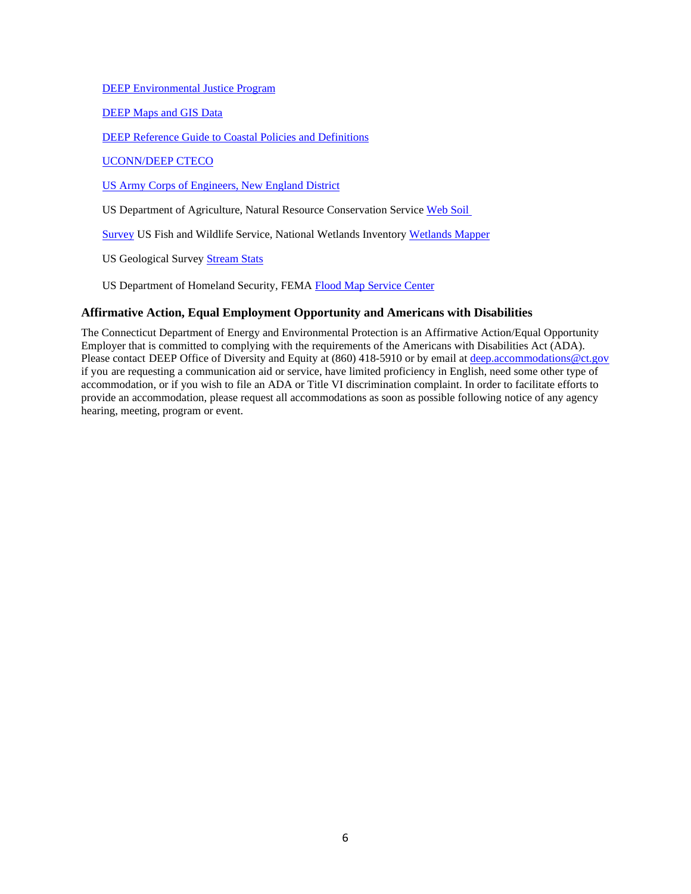DEEP Environmental Justice Program

DEEP Maps and GIS Data

DEEP Reference Guide to Coastal Policies and Definitions

UCONN/DEEP CTECO

US Army Corps of Engineers, New England District

US Department of Agriculture, Natural Resource Conservation Service Web Soil Survey

US Fish and Wildlife Service, National Wetlands Inventory Wetlands Mapper

US Geological Survey Stream Stats

US Department of Homeland Security, FEMA Flood Map Service Center

## Affirmative Action, Equal Employment Opportunity and Americans with Disabilities

The Connecticut Department of Energy and Environmental Protection is an Affirmative Action/Equal Opportunity Employer that is committed to complying with the requirements of the Americans with Disabilities Act (ADA). Please contact DEEP Office of Diversity and Equity at (860) 418-5910 or by email at deep.accommodations@ct.gov if you are requesting a communication aid or service, have limited proficiency in English, need some other type of accommodation, or if you wish to file an ADA or Title VI discrimination complaint. In order to facilitate efforts to provide an accommodation, please request all accommodations as soon as possible following notice of any agency hearing, meeting, program or event.